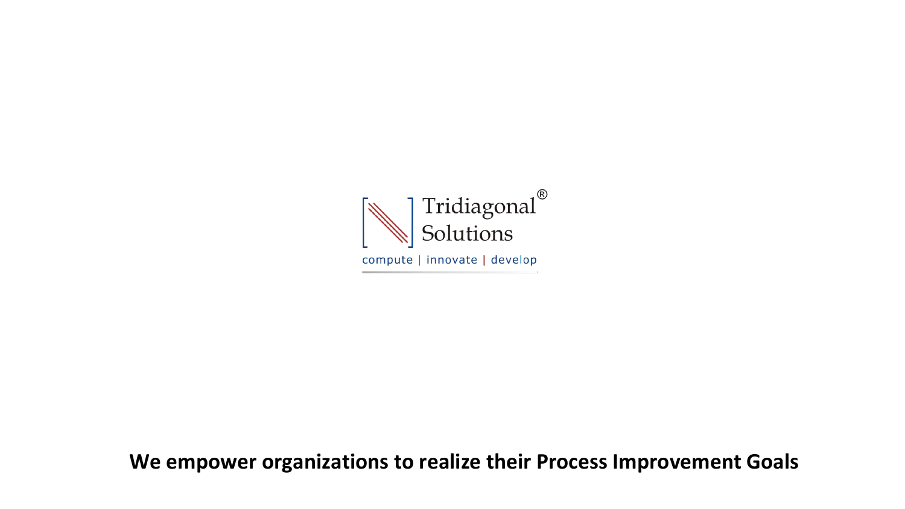Tridiagonal® Solutions

compute | innovate | develop

**We empower organizations to realize their Process Improvement Goals**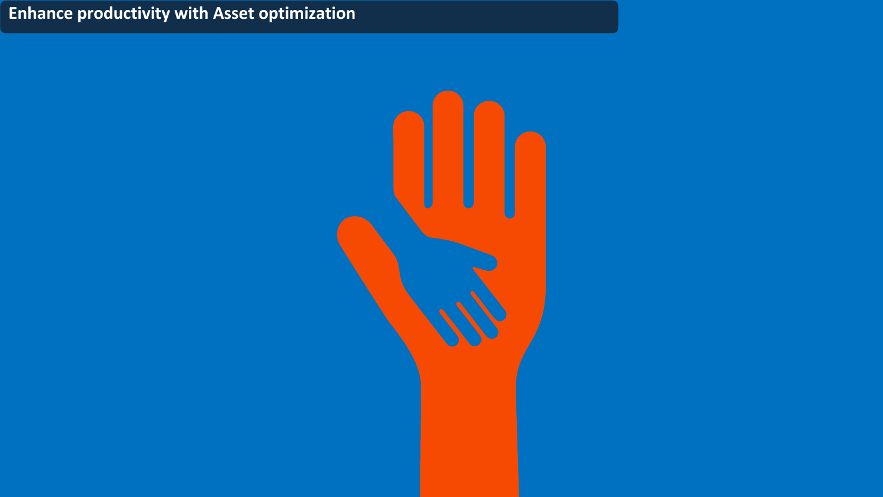# Enhance productivity with Asset optimization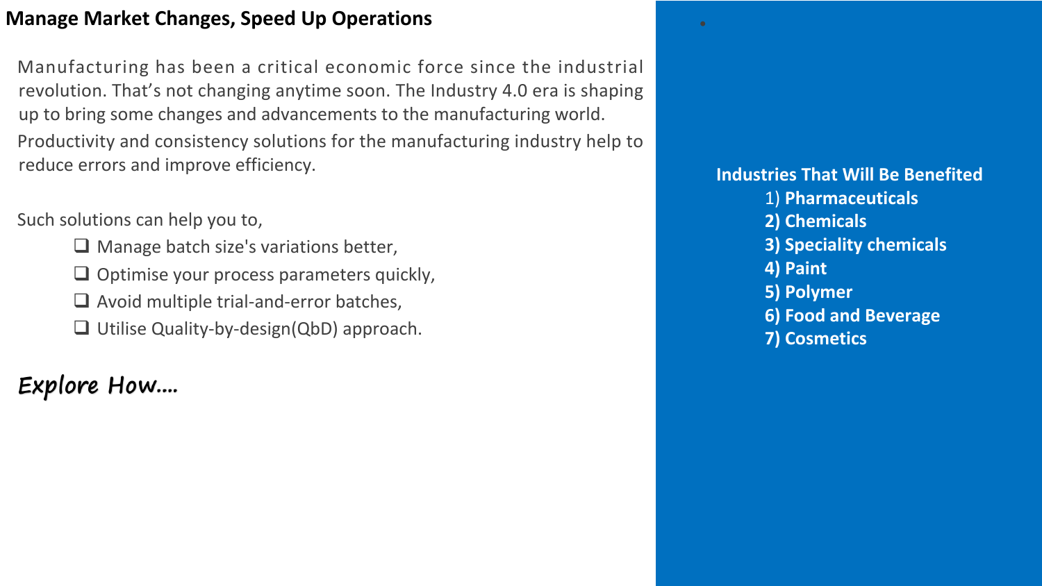## Manage Market Changes, Speed Up Operations

Manufacturing has been a critical economic force since the industrial revolution. That's not changing anytime soon. The Industry 4.0 era is shaping up to bring some changes and advancements to the manufacturing world.

Productivity and consistency solutions for the manufacturing industry help to reduce errors and improve efficiency.

Such solutions can help you to,

- Manage batch size's variations better,
- Optimise your process parameters quickly,
- Avoid multiple trial-and-error batches,
- Utilise Quality-by-design(QbD) approach.

*Explore How….*

**Industries That Will Be Benefited**

1) **Pharmaceuticals**
2) **Chemicals**
3) **Speciality chemicals**
4) **Paint**
5) **Polymer**
6) **Food and Beverage**
7) **Cosmetics**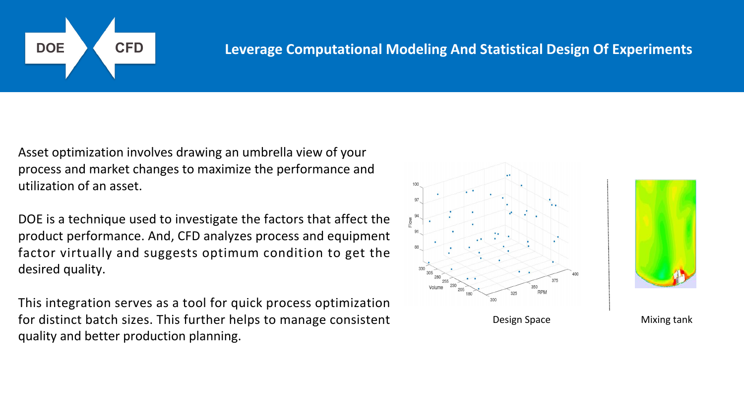DOE CFD

# Leverage Computational Modeling And Statistical Design Of Experiments

Asset optimization involves drawing an umbrella view of your process and market changes to maximize the performance and utilization of an asset.

DOE is a technique used to investigate the factors that affect the product performance. And, CFD analyzes process and equipment factor virtually and suggests optimum condition to get the desired quality.

This integration serves as a tool for quick process optimization for distinct batch sizes. This further helps to manage consistent quality and better production planning.

Design Space

Mixing tank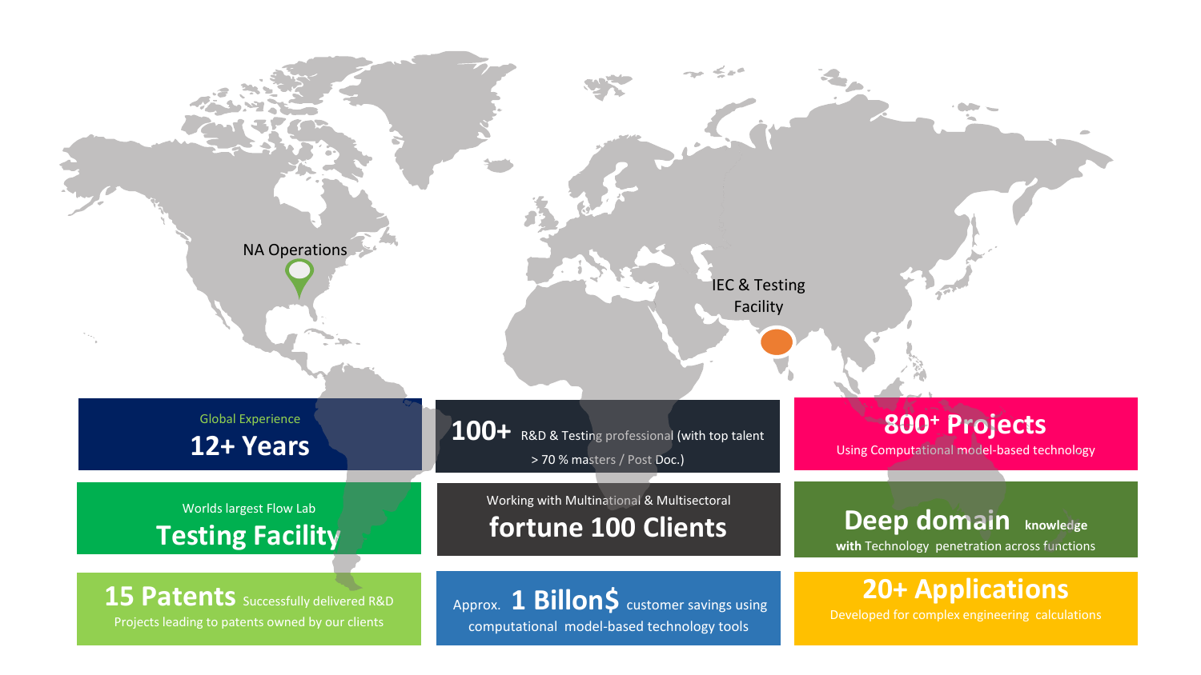NA Operations

IEC & Testing Facility

Global Experience
**12+ Years**

**100+** R&D & Testing professional (with top talent > 70 % masters / Post Doc.)

**800+ Projects**
Using Computational model-based technology

Worlds largest Flow Lab
**Testing Facility**

Working with Multinational & Multisectoral
**fortune 100 Clients**

**Deep domain knowledge**
**with** Technology penetration across functions

**15 Patents** Successfully delivered R&D Projects leading to patents owned by our clients

Approx. **1 Billon$** customer savings using computational model-based technology tools

**20+ Applications**
Developed for complex engineering calculations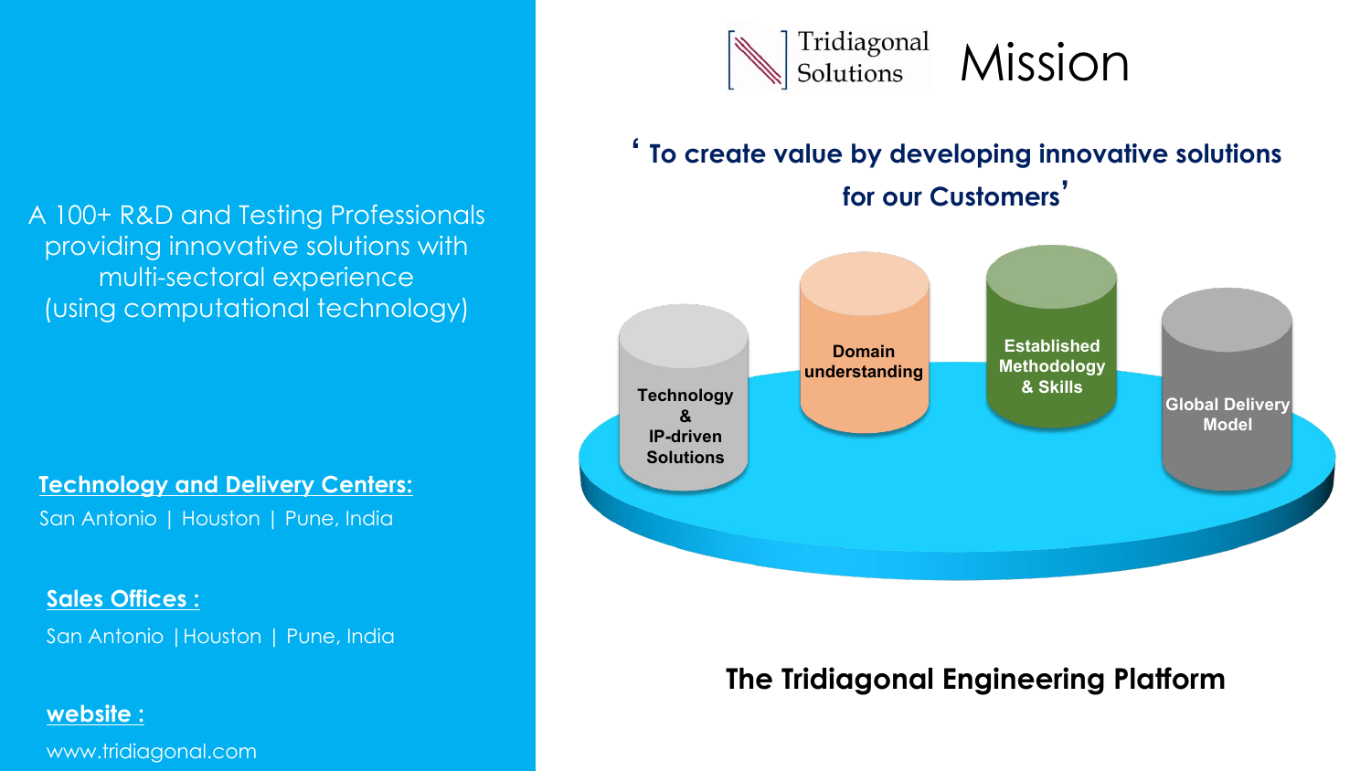A 100+ R&D and Testing Professionals providing innovative solutions with multi-sectoral experience (using computational technology)

**Technology and Delivery Centers:**

San Antonio | Houston | Pune, India

**Sales Offices :**

San Antonio | Houston | Pune, India

**website :**

www.tridiagonal.com

Tridiagonal Solutions

# Mission

**'To create value by developing innovative solutions for our Customers'**

Technology & IP-driven Solutions

Domain understanding

Established Methodology & Skills

Global Delivery Model

**The Tridiagonal Engineering Platform**